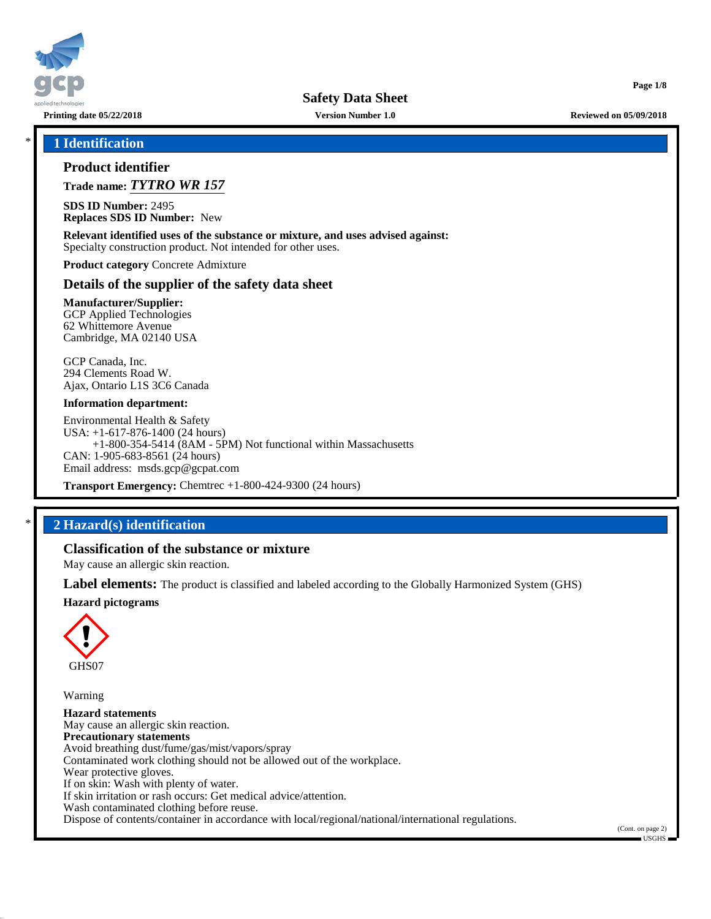# Safety Data Sheet

**Printing date 05/22/2018** | **Version Number 1.0** | **Reviewed on 05/09/2018**

## * 1 Identification

### Product identifier

**Trade name:** ***TYTRO WR 157***

**SDS ID Number:** 2495
**Replaces SDS ID Number:** New

**Relevant identified uses of the substance or mixture, and uses advised against:**
Specialty construction product. Not intended for other uses.

**Product category** Concrete Admixture

### Details of the supplier of the safety data sheet

**Manufacturer/Supplier:**
GCP Applied Technologies
62 Whittemore Avenue
Cambridge, MA 02140 USA

GCP Canada, Inc.
294 Clements Road W.
Ajax, Ontario L1S 3C6 Canada

**Information department:**

Environmental Health & Safety
USA: +1-617-876-1400 (24 hours)
+1-800-354-5414 (8AM - 5PM) Not functional within Massachusetts
CAN: 1-905-683-8561 (24 hours)
Email address: msds.gcp@gcpat.com

**Transport Emergency:** Chemtrec +1-800-424-9300 (24 hours)

## * 2 Hazard(s) identification

### Classification of the substance or mixture

May cause an allergic skin reaction.

**Label elements:** The product is classified and labeled according to the Globally Harmonized System (GHS)

**Hazard pictograms**

GHS07

Warning

**Hazard statements**
May cause an allergic skin reaction.
**Precautionary statements**
Avoid breathing dust/fume/gas/mist/vapors/spray
Contaminated work clothing should not be allowed out of the workplace.
Wear protective gloves.
If on skin: Wash with plenty of water.
If skin irritation or rash occurs: Get medical advice/attention.
Wash contaminated clothing before reuse.
Dispose of contents/container in accordance with local/regional/national/international regulations.

(Cont. on page 2)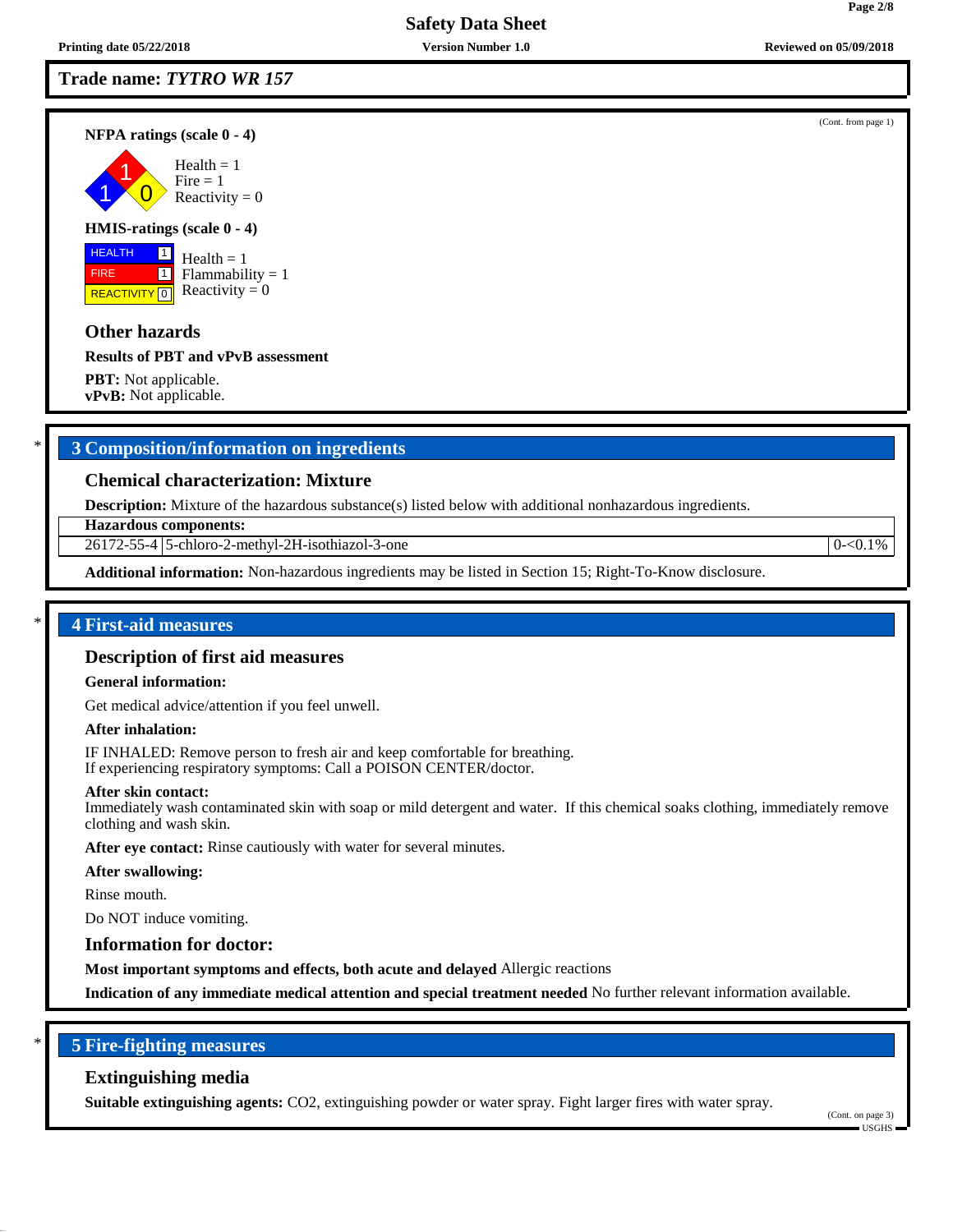**Trade name: *TYTRO WR 157***

(Cont. from page 1)

**NFPA ratings (scale 0 - 4)**

Health = 1
Fire = 1
Reactivity = 0

**HMIS-ratings (scale 0 - 4)**

| HEALTH | 1 |
|---|---|
| FIRE | 1 |
| REACTIVITY | 0 |

Health = 1
Flammability = 1
Reactivity = 0

### Other hazards

**Results of PBT and vPvB assessment**

**PBT:** Not applicable.
**vPvB:** Not applicable.

## 3 Composition/information on ingredients

### Chemical characterization: Mixture

**Description:** Mixture of the hazardous substance(s) listed below with additional nonhazardous ingredients.

| **Hazardous components:** | | |
|---|---|---|
| 26172-55-4 | 5-chloro-2-methyl-2H-isothiazol-3-one | 0-<0.1% |

**Additional information:** Non-hazardous ingredients may be listed in Section 15; Right-To-Know disclosure.

## 4 First-aid measures

### Description of first aid measures

**General information:**

Get medical advice/attention if you feel unwell.

**After inhalation:**

IF INHALED: Remove person to fresh air and keep comfortable for breathing.
If experiencing respiratory symptoms: Call a POISON CENTER/doctor.

**After skin contact:**
Immediately wash contaminated skin with soap or mild detergent and water. If this chemical soaks clothing, immediately remove clothing and wash skin.

**After eye contact:** Rinse cautiously with water for several minutes.

**After swallowing:**

Rinse mouth.

Do NOT induce vomiting.

### Information for doctor:

**Most important symptoms and effects, both acute and delayed** Allergic reactions

**Indication of any immediate medical attention and special treatment needed** No further relevant information available.

## 5 Fire-fighting measures

### Extinguishing media

**Suitable extinguishing agents:** $CO_2$, extinguishing powder or water spray. Fight larger fires with water spray.

(Cont. on page 3)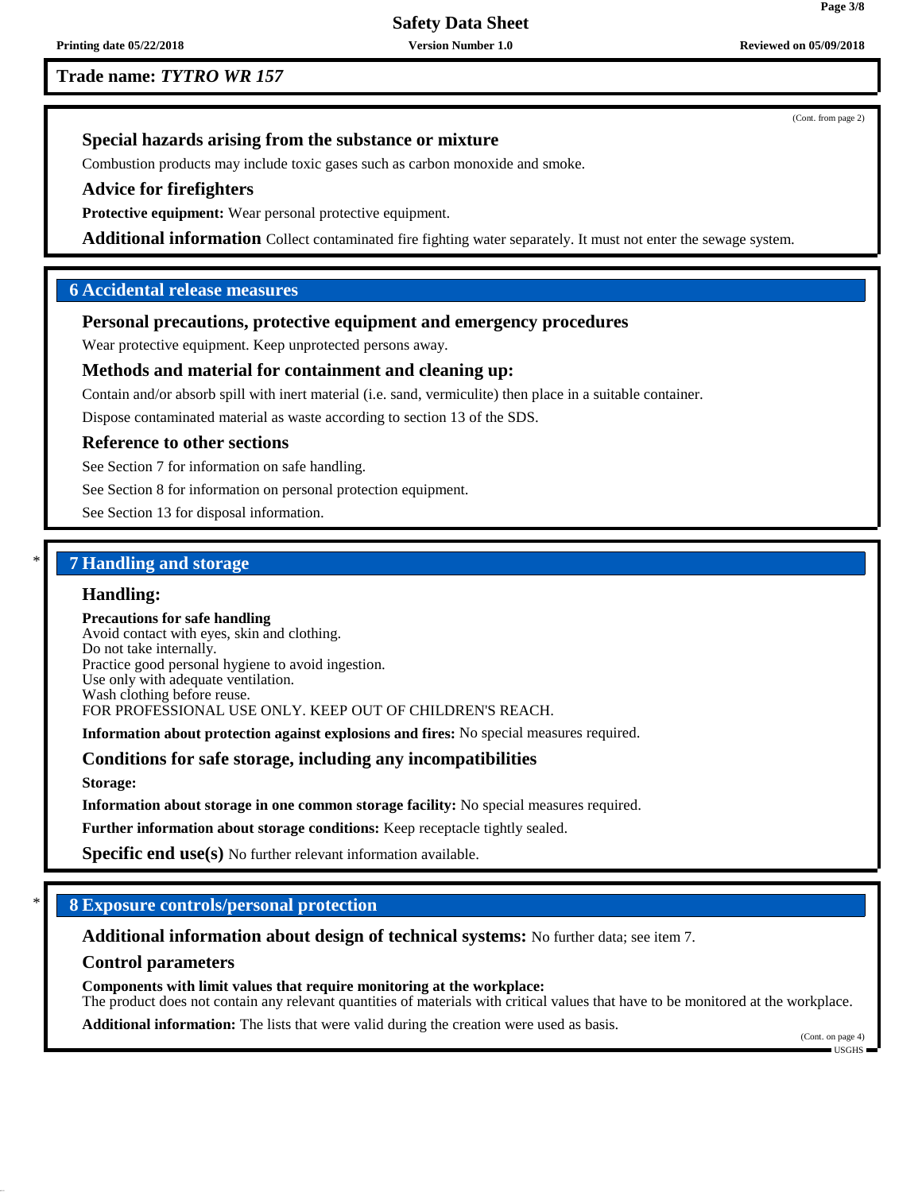**Trade name: *TYTRO WR 157***

(Cont. from page 2)

### Special hazards arising from the substance or mixture

Combustion products may include toxic gases such as carbon monoxide and smoke.

### Advice for firefighters

**Protective equipment:** Wear personal protective equipment.

**Additional information** Collect contaminated fire fighting water separately. It must not enter the sewage system.

## 6 Accidental release measures

### Personal precautions, protective equipment and emergency procedures

Wear protective equipment. Keep unprotected persons away.

### Methods and material for containment and cleaning up:

Contain and/or absorb spill with inert material (i.e. sand, vermiculite) then place in a suitable container.

Dispose contaminated material as waste according to section 13 of the SDS.

### Reference to other sections

See Section 7 for information on safe handling.

See Section 8 for information on personal protection equipment.

See Section 13 for disposal information.

## * 7 Handling and storage

### Handling:

**Precautions for safe handling**
Avoid contact with eyes, skin and clothing.
Do not take internally.
Practice good personal hygiene to avoid ingestion.
Use only with adequate ventilation.
Wash clothing before reuse.
FOR PROFESSIONAL USE ONLY. KEEP OUT OF CHILDREN'S REACH.

**Information about protection against explosions and fires:** No special measures required.

### Conditions for safe storage, including any incompatibilities

**Storage:**

**Information about storage in one common storage facility:** No special measures required.

**Further information about storage conditions:** Keep receptacle tightly sealed.

**Specific end use(s)** No further relevant information available.

## * 8 Exposure controls/personal protection

**Additional information about design of technical systems:** No further data; see item 7.

### Control parameters

**Components with limit values that require monitoring at the workplace:**
The product does not contain any relevant quantities of materials with critical values that have to be monitored at the workplace.

**Additional information:** The lists that were valid during the creation were used as basis.

(Cont. on page 4)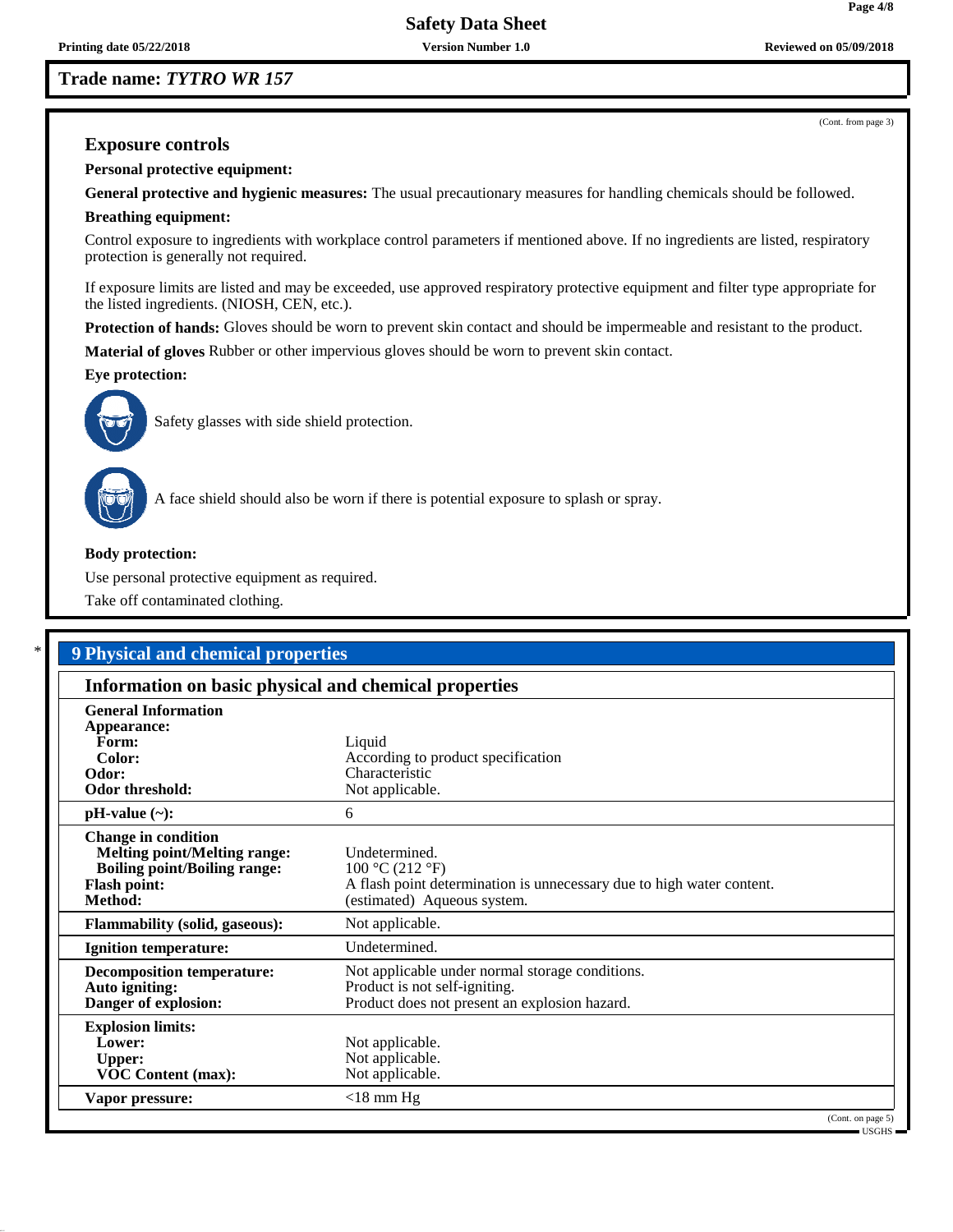**Trade name:** ***TYTRO WR 157***

(Cont. from page 3)

### Exposure controls

**Personal protective equipment:**

**General protective and hygienic measures:** The usual precautionary measures for handling chemicals should be followed.

**Breathing equipment:**

Control exposure to ingredients with workplace control parameters if mentioned above. If no ingredients are listed, respiratory protection is generally not required.

If exposure limits are listed and may be exceeded, use approved respiratory protective equipment and filter type appropriate for the listed ingredients. (NIOSH, CEN, etc.).

**Protection of hands:** Gloves should be worn to prevent skin contact and should be impermeable and resistant to the product.

**Material of gloves** Rubber or other impervious gloves should be worn to prevent skin contact.

**Eye protection:**

Safety glasses with side shield protection.

A face shield should also be worn if there is potential exposure to splash or spray.

**Body protection:**

Use personal protective equipment as required.

Take off contaminated clothing.

## * 9 Physical and chemical properties

### Information on basic physical and chemical properties

| | |
|---|---|
| **General Information** | |
| **Appearance:** | |
| **Form:** | Liquid |
| **Color:** | According to product specification |
| **Odor:** | Characteristic |
| **Odor threshold:** | Not applicable. |
| **pH-value (~):** | 6 |
| **Change in condition** | |
| **Melting point/Melting range:** | Undetermined. |
| **Boiling point/Boiling range:** | 100 °C (212 °F) |
| **Flash point:** | A flash point determination is unnecessary due to high water content. |
| **Method:** | (estimated) Aqueous system. |
| **Flammability (solid, gaseous):** | Not applicable. |
| **Ignition temperature:** | Undetermined. |
| **Decomposition temperature:** | Not applicable under normal storage conditions. |
| **Auto igniting:** | Product is not self-igniting. |
| **Danger of explosion:** | Product does not present an explosion hazard. |
| **Explosion limits:** | |
| **Lower:** | Not applicable. |
| **Upper:** | Not applicable. |
| **VOC Content (max):** | Not applicable. |
| **Vapor pressure:** | <18 mm Hg |

(Cont. on page 5)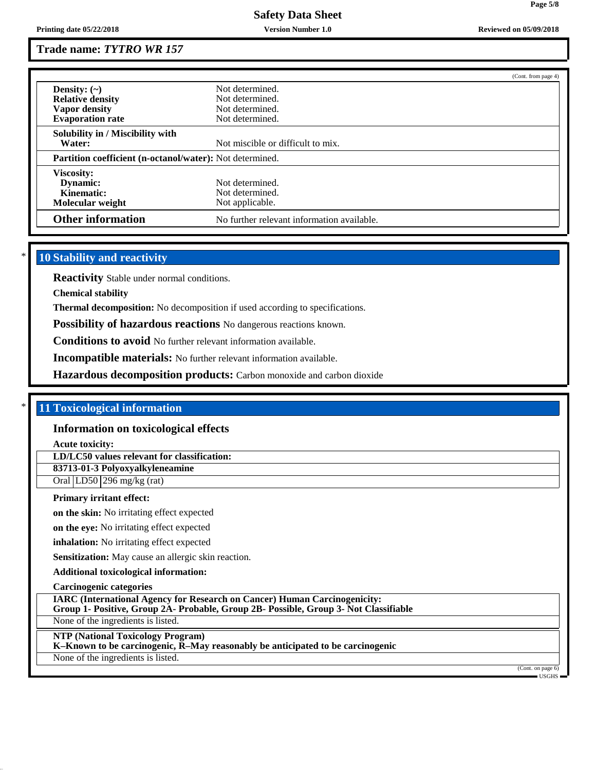**Trade name:** ***TYTRO WR 157***

(Cont. from page 4)

| | |
|---|---|
| **Density: (~)** | Not determined. |
| **Relative density** | Not determined. |
| **Vapor density** | Not determined. |
| **Evaporation rate** | Not determined. |
| **Solubility in / Miscibility with Water:** | Not miscible or difficult to mix. |
| **Partition coefficient (n-octanol/water):** | Not determined. |
| **Viscosity:** | |
| **Dynamic:** | Not determined. |
| **Kinematic:** | Not determined. |
| **Molecular weight** | Not applicable. |
| **Other information** | No further relevant information available. |

\* 

## 10 Stability and reactivity

**Reactivity** Stable under normal conditions.

**Chemical stability**

**Thermal decomposition:** No decomposition if used according to specifications.

**Possibility of hazardous reactions** No dangerous reactions known.

**Conditions to avoid** No further relevant information available.

**Incompatible materials:** No further relevant information available.

**Hazardous decomposition products:** Carbon monoxide and carbon dioxide

\* 

## 11 Toxicological information

### Information on toxicological effects

**Acute toxicity:**

**LD/LC50 values relevant for classification:**

| **83713-01-3 Polyoxyalkyleneamine** | | |
|---|---|---|
| Oral | LD50 | 296 mg/kg (rat) |

**Primary irritant effect:**

**on the skin:** No irritating effect expected

**on the eye:** No irritating effect expected

**inhalation:** No irritating effect expected

**Sensitization:** May cause an allergic skin reaction.

**Additional toxicological information:**

**Carcinogenic categories**

| **IARC (International Agency for Research on Cancer) Human Carcinogenicity: Group 1- Positive, Group 2A- Probable, Group 2B- Possible, Group 3- Not Classifiable** |
|---|
| None of the ingredients is listed. |

| **NTP (National Toxicology Program) K–Known to be carcinogenic, R–May reasonably be anticipated to be carcinogenic** |
|---|
| None of the ingredients is listed. |

(Cont. on page 6)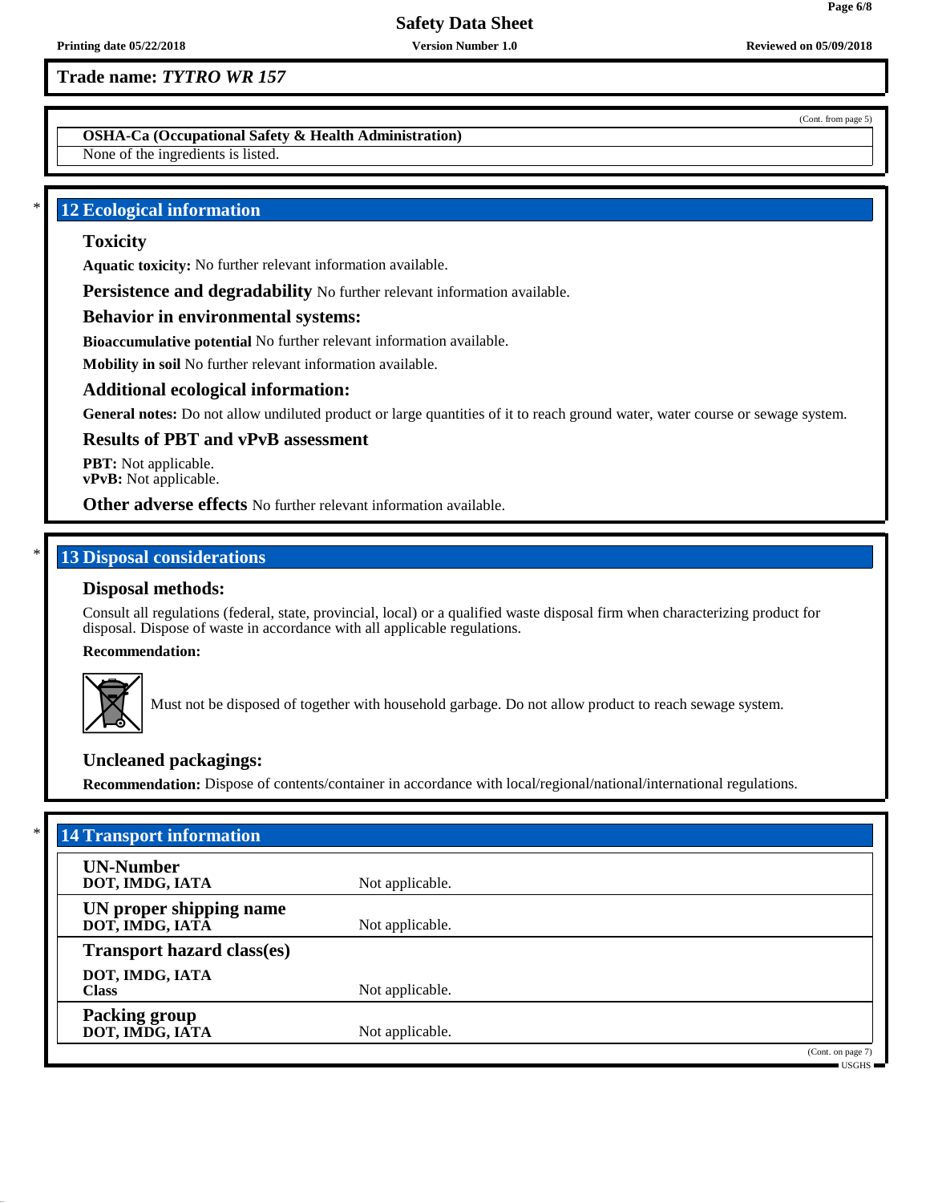Trade name: *TYTRO WR 157*

(Cont. from page 5)

**OSHA-Ca (Occupational Safety & Health Administration)**

None of the ingredients is listed.

## 12 Ecological information

### Toxicity

**Aquatic toxicity:** No further relevant information available.

**Persistence and degradability** No further relevant information available.

### Behavior in environmental systems:

**Bioaccumulative potential** No further relevant information available.

**Mobility in soil** No further relevant information available.

### Additional ecological information:

**General notes:** Do not allow undiluted product or large quantities of it to reach ground water, water course or sewage system.

### Results of PBT and vPvB assessment

**PBT:** Not applicable.
**vPvB:** Not applicable.

**Other adverse effects** No further relevant information available.

## 13 Disposal considerations

### Disposal methods:

Consult all regulations (federal, state, provincial, local) or a qualified waste disposal firm when characterizing product for disposal. Dispose of waste in accordance with all applicable regulations.

**Recommendation:**

Must not be disposed of together with household garbage. Do not allow product to reach sewage system.

### Uncleaned packagings:

**Recommendation:** Dispose of contents/container in accordance with local/regional/national/international regulations.

## 14 Transport information

| | |
|---|---|
| **UN-Number**<br>**DOT, IMDG, IATA** | Not applicable. |
| **UN proper shipping name**<br>**DOT, IMDG, IATA** | Not applicable. |
| **Transport hazard class(es)** | |
| **DOT, IMDG, IATA**<br>**Class** | Not applicable. |
| **Packing group**<br>**DOT, IMDG, IATA** | Not applicable. |

(Cont. on page 7)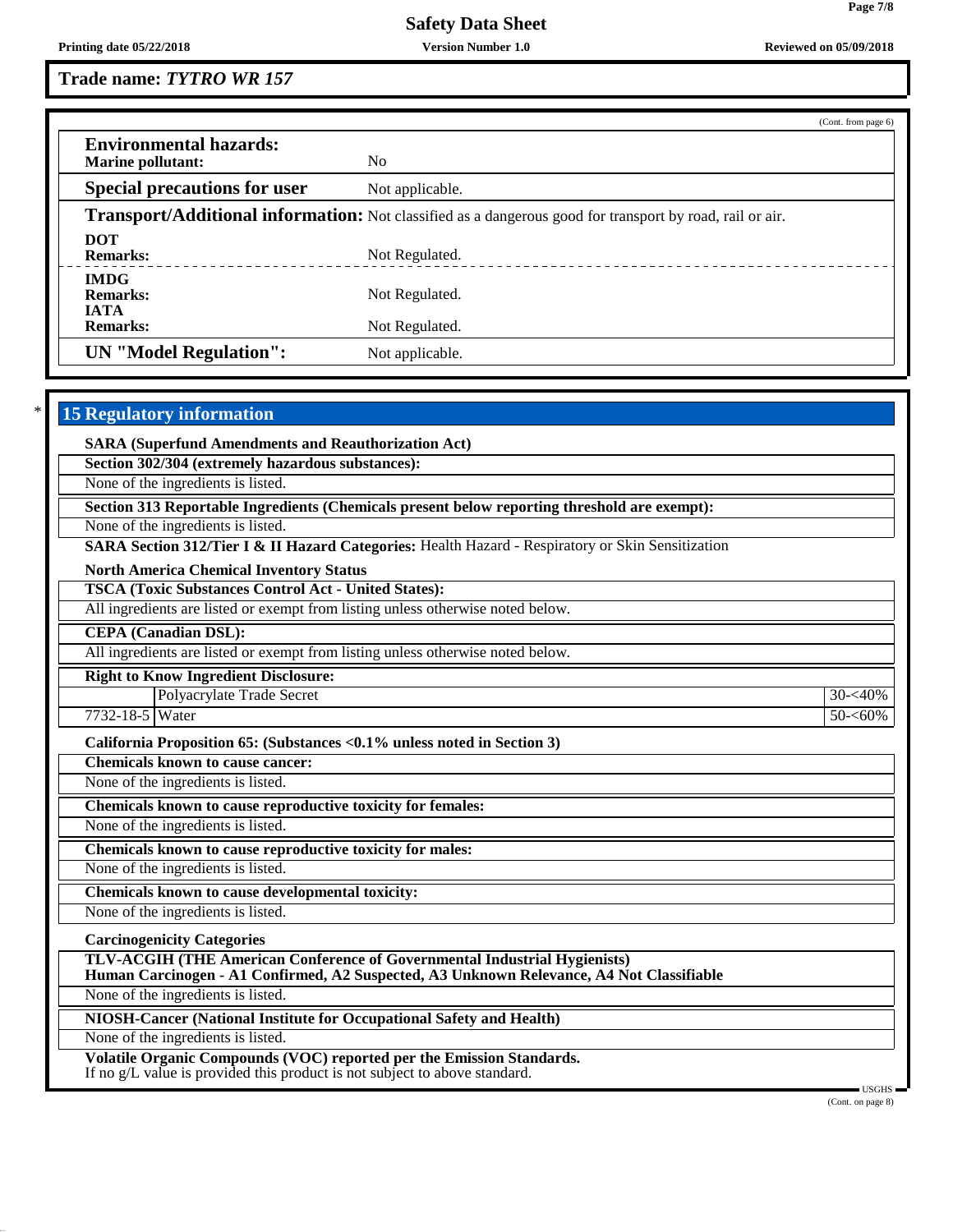Trade name: *TYTRO WR 157*

(Cont. from page 6)

**Environmental hazards:**

**Marine pollutant:** No

**Special precautions for user** Not applicable.

**Transport/Additional information:** Not classified as a dangerous good for transport by road, rail or air.

**DOT**
**Remarks:** Not Regulated.

**IMDG**
**Remarks:** Not Regulated.

**IATA**
**Remarks:** Not Regulated.

**UN "Model Regulation":** Not applicable.

## * 15 Regulatory information

**SARA (Superfund Amendments and Reauthorization Act)**

**Section 302/304 (extremely hazardous substances):**

None of the ingredients is listed.

**Section 313 Reportable Ingredients (Chemicals present below reporting threshold are exempt):**

None of the ingredients is listed.

**SARA Section 312/Tier I & II Hazard Categories:** Health Hazard - Respiratory or Skin Sensitization

**North America Chemical Inventory Status**

**TSCA (Toxic Substances Control Act - United States):**

All ingredients are listed or exempt from listing unless otherwise noted below.

**CEPA (Canadian DSL):**

All ingredients are listed or exempt from listing unless otherwise noted below.

**Right to Know Ingredient Disclosure:**

| | | |
|---|---|---|
| | Polyacrylate Trade Secret | 30-<40% |
| 7732-18-5 | Water | 50-<60% |

**California Proposition 65: (Substances <0.1% unless noted in Section 3)**

**Chemicals known to cause cancer:**

None of the ingredients is listed.

**Chemicals known to cause reproductive toxicity for females:**

None of the ingredients is listed.

**Chemicals known to cause reproductive toxicity for males:**

None of the ingredients is listed.

**Chemicals known to cause developmental toxicity:**

None of the ingredients is listed.

**Carcinogenicity Categories**

**TLV-ACGIH (THE American Conference of Governmental Industrial Hygienists)**
**Human Carcinogen - A1 Confirmed, A2 Suspected, A3 Unknown Relevance, A4 Not Classifiable**

None of the ingredients is listed.

**NIOSH-Cancer (National Institute for Occupational Safety and Health)**

None of the ingredients is listed.

**Volatile Organic Compounds (VOC) reported per the Emission Standards.**
If no g/L value is provided this product is not subject to above standard.

(Cont. on page 8)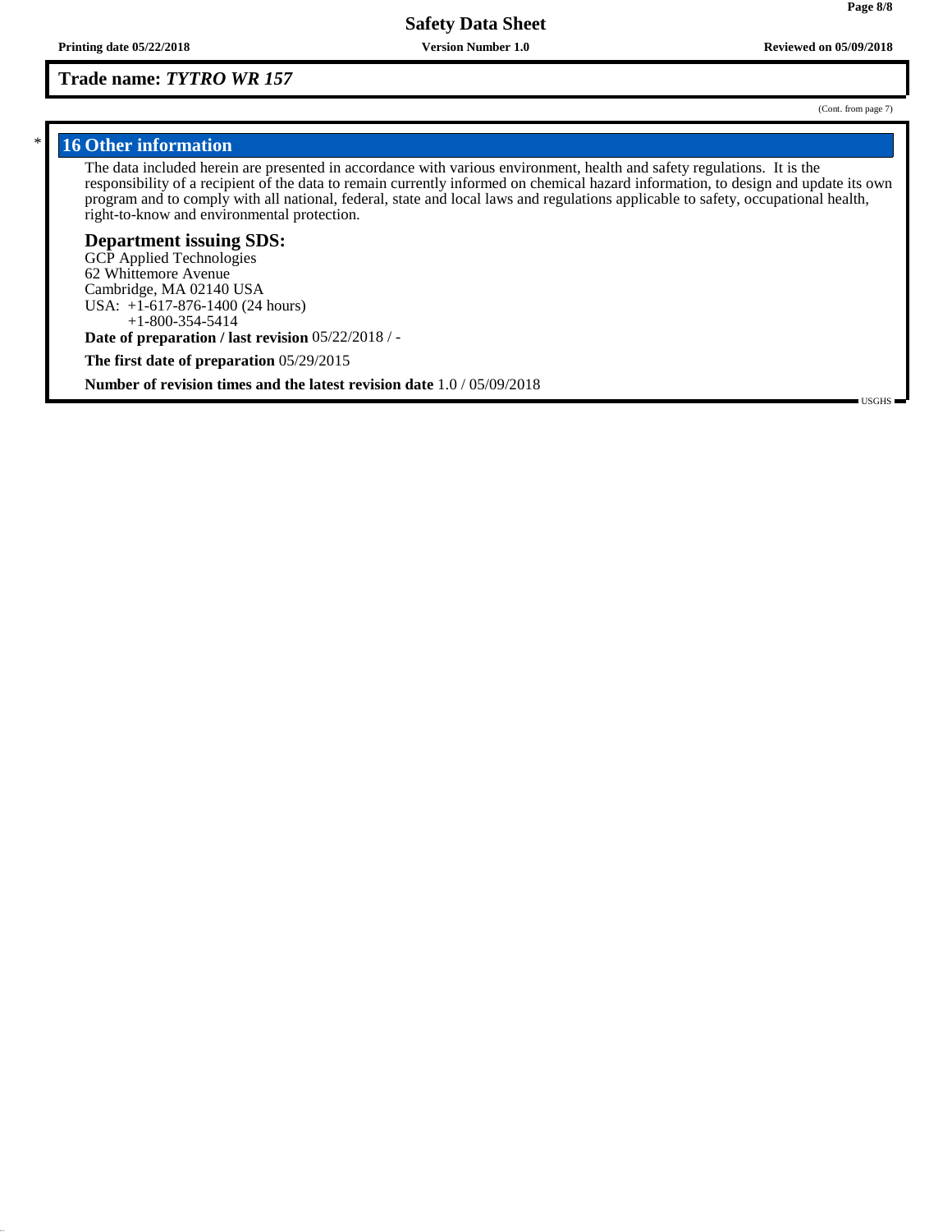## 16 Other information

The data included herein are presented in accordance with various environment, health and safety regulations. It is the responsibility of a recipient of the data to remain currently informed on chemical hazard information, to design and update its own program and to comply with all national, federal, state and local laws and regulations applicable to safety, occupational health, right-to-know and environmental protection.

### Department issuing SDS:

GCP Applied Technologies
62 Whittemore Avenue
Cambridge, MA 02140 USA
USA: +1-617-876-1400 (24 hours)
+1-800-354-5414

**Date of preparation / last revision** 05/22/2018 / -

**The first date of preparation** 05/29/2015

**Number of revision times and the latest revision date** 1.0 / 05/09/2018